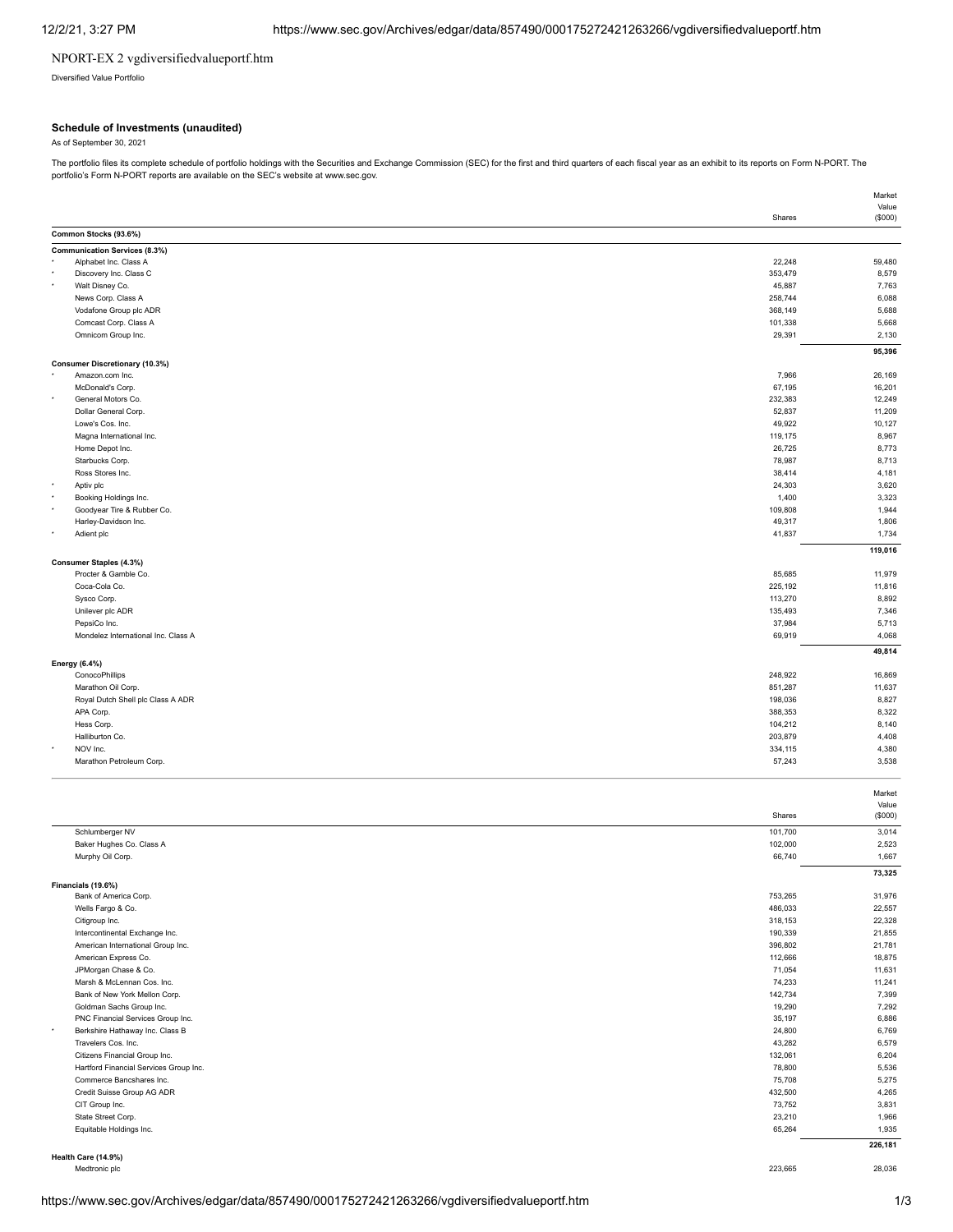NPORT-EX 2 vgdiversifiedvalueportf.htm

Diversified Value Portfolio

### Schedule of Investments (unaudited)

As of September 30, 2021

The portfolio files its complete schedule of portfolio holdings with the Securities and Exchange Commission (SEC) for the first and third quarters of each fiscal year as an exhibit to its reports on Form N-PORT. The portfolio's Form N-PORT reports are available on the SEC's website at www.sec.gov.

| | | Shares | Market Value ($000) |
|---|---|---|---|
| **Common Stocks (93.6%)** | | | |
| **Communication Services (8.3%)** | | | |
| * | Alphabet Inc. Class A | 22,248 | 59,480 |
| * | Discovery Inc. Class C | 353,479 | 8,579 |
| * | Walt Disney Co. | 45,887 | 7,763 |
| | News Corp. Class A | 258,744 | 6,088 |
| | Vodafone Group plc ADR | 368,149 | 5,688 |
| | Comcast Corp. Class A | 101,338 | 5,668 |
| | Omnicom Group Inc. | 29,391 | 2,130 |
| | | | **95,396** |
| **Consumer Discretionary (10.3%)** | | | |
| * | Amazon.com Inc. | 7,966 | 26,169 |
| | McDonald's Corp. | 67,195 | 16,201 |
| * | General Motors Co. | 232,383 | 12,249 |
| | Dollar General Corp. | 52,837 | 11,209 |
| | Lowe's Cos. Inc. | 49,922 | 10,127 |
| | Magna International Inc. | 119,175 | 8,967 |
| | Home Depot Inc. | 26,725 | 8,773 |
| | Starbucks Corp. | 78,987 | 8,713 |
| | Ross Stores Inc. | 38,414 | 4,181 |
| * | Aptiv plc | 24,303 | 3,620 |
| * | Booking Holdings Inc. | 1,400 | 3,323 |
| * | Goodyear Tire & Rubber Co. | 109,808 | 1,944 |
| | Harley-Davidson Inc. | 49,317 | 1,806 |
| * | Adient plc | 41,837 | 1,734 |
| | | | **119,016** |
| **Consumer Staples (4.3%)** | | | |
| | Procter & Gamble Co. | 85,685 | 11,979 |
| | Coca-Cola Co. | 225,192 | 11,816 |
| | Sysco Corp. | 113,270 | 8,892 |
| | Unilever plc ADR | 135,493 | 7,346 |
| | PepsiCo Inc. | 37,984 | 5,713 |
| | Mondelez International Inc. Class A | 69,919 | 4,068 |
| | | | **49,814** |
| **Energy (6.4%)** | | | |
| | ConocoPhillips | 248,922 | 16,869 |
| | Marathon Oil Corp. | 851,287 | 11,637 |
| | Royal Dutch Shell plc Class A ADR | 198,036 | 8,827 |
| | APA Corp. | 388,353 | 8,322 |
| | Hess Corp. | 104,212 | 8,140 |
| | Halliburton Co. | 203,879 | 4,408 |
| * | NOV Inc. | 334,115 | 4,380 |
| | Marathon Petroleum Corp. | 57,243 | 3,538 |
| | Schlumberger NV | 101,700 | 3,014 |
| | Baker Hughes Co. Class A | 102,000 | 2,523 |
| | Murphy Oil Corp. | 66,740 | 1,667 |
| | | | **73,325** |
| **Financials (19.6%)** | | | |
| | Bank of America Corp. | 753,265 | 31,976 |
| | Wells Fargo & Co. | 486,033 | 22,557 |
| | Citigroup Inc. | 318,153 | 22,328 |
| | Intercontinental Exchange Inc. | 190,339 | 21,855 |
| | American International Group Inc. | 396,802 | 21,781 |
| | American Express Co. | 112,666 | 18,875 |
| | JPMorgan Chase & Co. | 71,054 | 11,631 |
| | Marsh & McLennan Cos. Inc. | 74,233 | 11,241 |
| | Bank of New York Mellon Corp. | 142,734 | 7,399 |
| | Goldman Sachs Group Inc. | 19,290 | 7,292 |
| | PNC Financial Services Group Inc. | 35,197 | 6,886 |
| * | Berkshire Hathaway Inc. Class B | 24,800 | 6,769 |
| | Travelers Cos. Inc. | 43,282 | 6,579 |
| | Citizens Financial Group Inc. | 132,061 | 6,204 |
| | Hartford Financial Services Group Inc. | 78,800 | 5,536 |
| | Commerce Bancshares Inc. | 75,708 | 5,275 |
| | Credit Suisse Group AG ADR | 432,500 | 4,265 |
| | CIT Group Inc. | 73,752 | 3,831 |
| | State Street Corp. | 23,210 | 1,966 |
| | Equitable Holdings Inc. | 65,264 | 1,935 |
| | | | **226,181** |
| **Health Care (14.9%)** | | | |
| | Medtronic plc | 223,665 | 28,036 |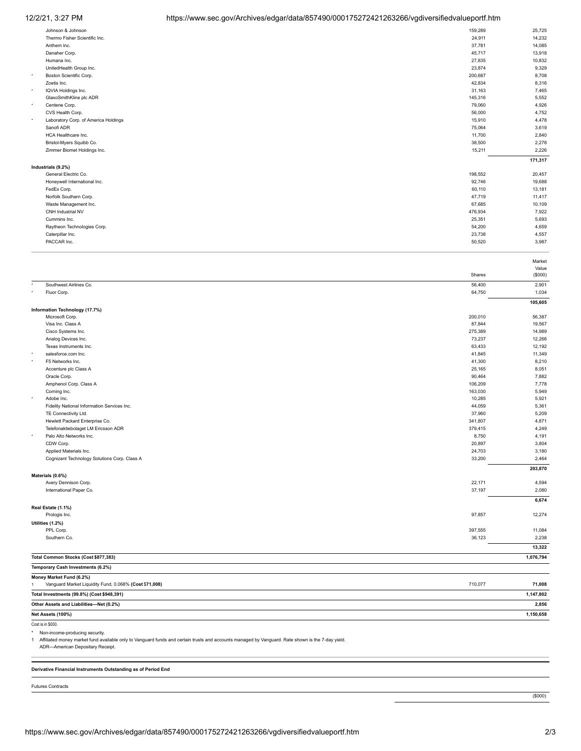| | | Shares | Market Value ($000) |
|---|---|---|---|
| | Johnson & Johnson | 159,289 | 25,725 |
| | Thermo Fisher Scientific Inc. | 24,911 | 14,232 |
| | Anthem Inc. | 37,781 | 14,085 |
| | Danaher Corp. | 45,717 | 13,918 |
| | Humana Inc. | 27,835 | 10,832 |
| | UnitedHealth Group Inc. | 23,874 | 9,329 |
| * | Boston Scientific Corp. | 200,687 | 8,708 |
| | Zoetis Inc. | 42,834 | 8,316 |
| * | IQVIA Holdings Inc. | 31,163 | 7,465 |
| | GlaxoSmithKline plc ADR | 145,316 | 5,552 |
| * | Centene Corp. | 79,060 | 4,926 |
| | CVS Health Corp. | 56,000 | 4,752 |
| * | Laboratory Corp. of America Holdings | 15,910 | 4,478 |
| | Sanofi ADR | 75,064 | 3,619 |
| | HCA Healthcare Inc. | 11,700 | 2,840 |
| | Bristol-Myers Squibb Co. | 38,500 | 2,278 |
| | Zimmer Biomet Holdings Inc. | 15,211 | 2,226 |
| | | | **171,317** |
| | **Industrials (9.2%)** | | |
| | General Electric Co. | 198,552 | 20,457 |
| | Honeywell International Inc. | 92,746 | 19,688 |
| | FedEx Corp. | 60,110 | 13,181 |
| | Norfolk Southern Corp. | 47,719 | 11,417 |
| | Waste Management Inc. | 67,685 | 10,109 |
| | CNH Industrial NV | 476,934 | 7,922 |
| | Cummins Inc. | 25,351 | 5,693 |
| | Raytheon Technologies Corp. | 54,200 | 4,659 |
| | Caterpillar Inc. | 23,738 | 4,557 |
| | PACCAR Inc. | 50,520 | 3,987 |
| * | Southwest Airlines Co. | 56,400 | 2,901 |
| * | Fluor Corp. | 64,750 | 1,034 |
| | | | **105,605** |
| | **Information Technology (17.7%)** | | |
| | Microsoft Corp. | 200,010 | 56,387 |
| | Visa Inc. Class A | 87,844 | 19,567 |
| | Cisco Systems Inc. | 275,389 | 14,989 |
| | Analog Devices Inc. | 73,237 | 12,266 |
| | Texas Instruments Inc. | 63,433 | 12,192 |
| * | salesforce.com Inc. | 41,845 | 11,349 |
| * | F5 Networks Inc. | 41,300 | 8,210 |
| | Accenture plc Class A | 25,165 | 8,051 |
| | Oracle Corp. | 90,464 | 7,882 |
| | Amphenol Corp. Class A | 106,209 | 7,778 |
| | Corning Inc. | 163,030 | 5,949 |
| * | Adobe Inc. | 10,285 | 5,921 |
| | Fidelity National Information Services Inc. | 44,059 | 5,361 |
| | TE Connectivity Ltd. | 37,960 | 5,209 |
| | Hewlett Packard Enterprise Co. | 341,807 | 4,871 |
| | Telefonaktiebolaget LM Ericsson ADR | 379,415 | 4,249 |
| * | Palo Alto Networks Inc. | 8,750 | 4,191 |
| | CDW Corp. | 20,897 | 3,804 |
| | Applied Materials Inc. | 24,703 | 3,180 |
| | Cognizant Technology Solutions Corp. Class A | 33,200 | 2,464 |
| | | | **203,870** |
| | **Materials (0.6%)** | | |
| | Avery Dennison Corp. | 22,171 | 4,594 |
| | International Paper Co. | 37,197 | 2,080 |
| | | | **6,674** |
| | **Real Estate (1.1%)** | | |
| | Prologis Inc. | 97,857 | 12,274 |
| | **Utilities (1.2%)** | | |
| | PPL Corp. | 397,555 | 11,084 |
| | Southern Co. | 36,123 | 2,238 |
| | | | **13,322** |
| | **Total Common Stocks (Cost $877,383)** | | **1,076,794** |
| | **Temporary Cash Investments (6.2%)** | | |
| | **Money Market Fund (6.2%)** | | |
| 1 | Vanguard Market Liquidity Fund, 0.068% **(Cost $71,008)** | 710,077 | **71,008** |
| | **Total Investments (99.8%) (Cost $948,391)** | | **1,147,802** |
| | **Other Assets and Liabilities—Net (0.2%)** | | **2,856** |
| | **Net Assets (100%)** | | **1,150,658** |

Cost is in $000.

\* Non-income-producing security.

1 Affiliated money market fund available only to Vanguard funds and certain trusts and accounts managed by Vanguard. Rate shown is the 7-day yield.

ADR—American Depositary Receipt.

**Derivative Financial Instruments Outstanding as of Period End**

Futures Contracts

($000)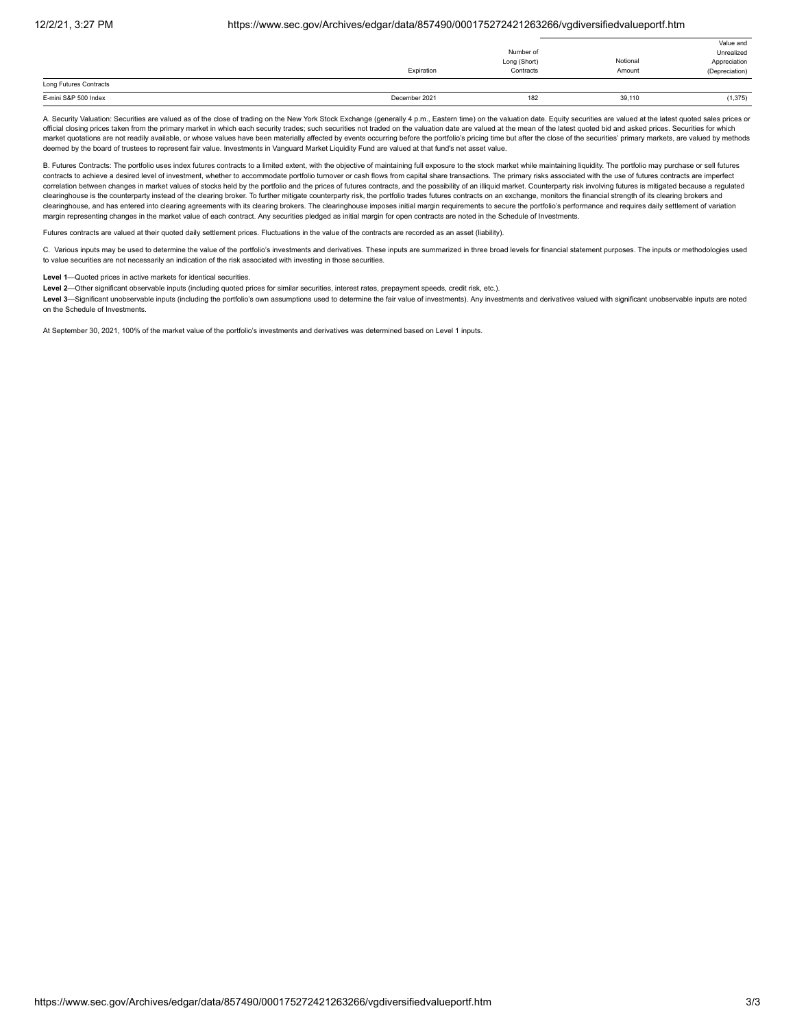| | Expiration | Number of Long (Short) Contracts | Notional Amount | Value and Unrealized Appreciation (Depreciation) |
|---|---|---|---|---|
| Long Futures Contracts | | | | |
| E-mini S&P 500 Index | December 2021 | 182 | 39,110 | (1,375) |

A. Security Valuation: Securities are valued as of the close of trading on the New York Stock Exchange (generally 4 p.m., Eastern time) on the valuation date. Equity securities are valued at the latest quoted sales prices or official closing prices taken from the primary market in which each security trades; such securities not traded on the valuation date are valued at the mean of the latest quoted bid and asked prices. Securities for which market quotations are not readily available, or whose values have been materially affected by events occurring before the portfolio's pricing time but after the close of the securities' primary markets, are valued by methods deemed by the board of trustees to represent fair value. Investments in Vanguard Market Liquidity Fund are valued at that fund's net asset value.

B. Futures Contracts: The portfolio uses index futures contracts to a limited extent, with the objective of maintaining full exposure to the stock market while maintaining liquidity. The portfolio may purchase or sell futures contracts to achieve a desired level of investment, whether to accommodate portfolio turnover or cash flows from capital share transactions. The primary risks associated with the use of futures contracts are imperfect correlation between changes in market values of stocks held by the portfolio and the prices of futures contracts, and the possibility of an illiquid market. Counterparty risk involving futures is mitigated because a regulated clearinghouse is the counterparty instead of the clearing broker. To further mitigate counterparty risk, the portfolio trades futures contracts on an exchange, monitors the financial strength of its clearing brokers and clearinghouse, and has entered into clearing agreements with its clearing brokers. The clearinghouse imposes initial margin requirements to secure the portfolio's performance and requires daily settlement of variation margin representing changes in the market value of each contract. Any securities pledged as initial margin for open contracts are noted in the Schedule of Investments.

Futures contracts are valued at their quoted daily settlement prices. Fluctuations in the value of the contracts are recorded as an asset (liability).

C. Various inputs may be used to determine the value of the portfolio's investments and derivatives. These inputs are summarized in three broad levels for financial statement purposes. The inputs or methodologies used to value securities are not necessarily an indication of the risk associated with investing in those securities.

**Level 1**—Quoted prices in active markets for identical securities.

**Level 2**—Other significant observable inputs (including quoted prices for similar securities, interest rates, prepayment speeds, credit risk, etc.).

**Level 3**—Significant unobservable inputs (including the portfolio's own assumptions used to determine the fair value of investments). Any investments and derivatives valued with significant unobservable inputs are noted on the Schedule of Investments.

At September 30, 2021, 100% of the market value of the portfolio's investments and derivatives was determined based on Level 1 inputs.